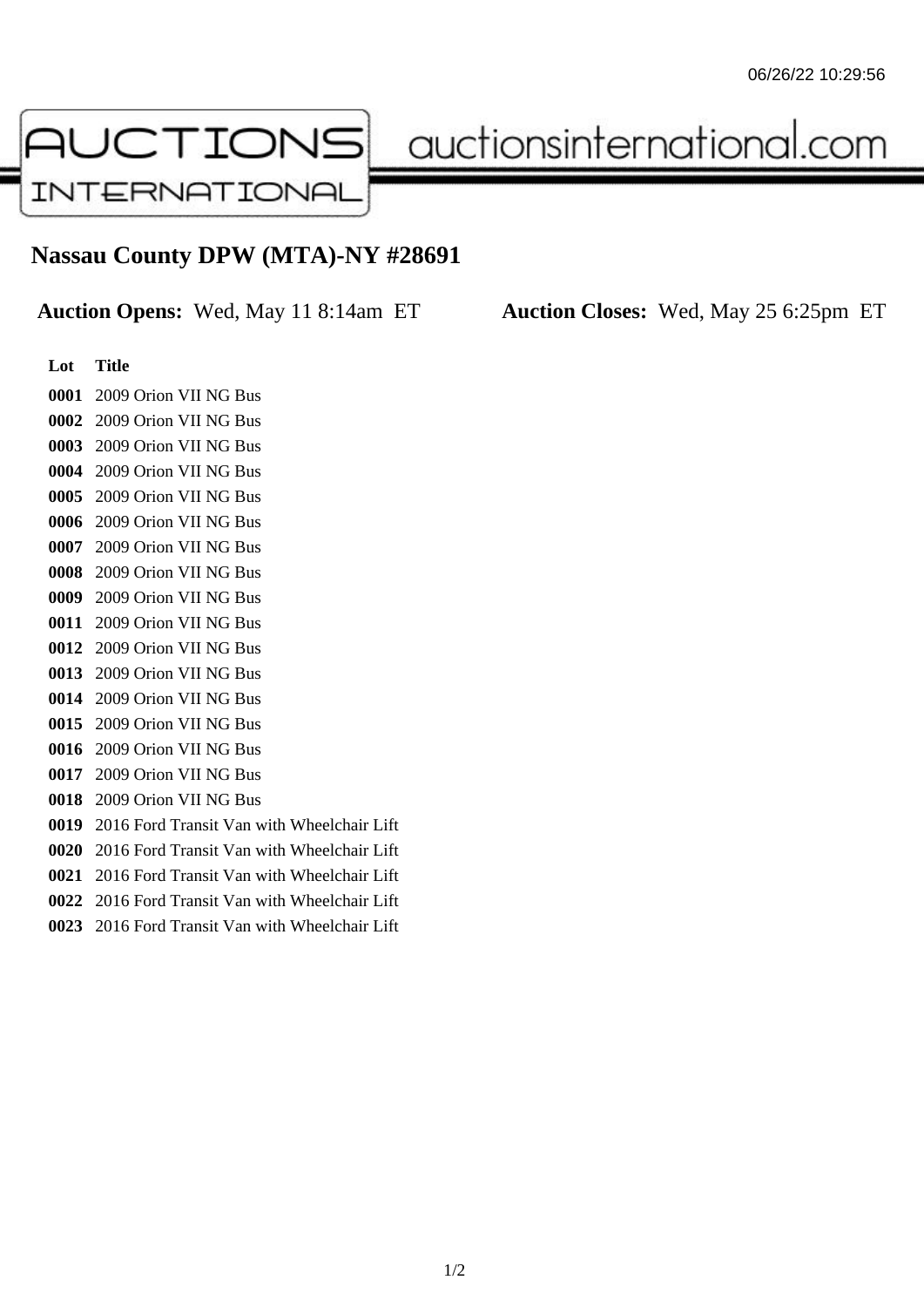06/26/22 10:29:56

AUCTIONS INTERNATIONAL auctionsinternational.com

# Nassau County DPW (MTA)-NY #28691

**Auction Opens:** Wed, May 11 8:14am ET **Auction Closes:** Wed, May 25 6:25pm ET

| Lot | Title |
|---|---|
| **0001** | 2009 Orion VII NG Bus |
| **0002** | 2009 Orion VII NG Bus |
| **0003** | 2009 Orion VII NG Bus |
| **0004** | 2009 Orion VII NG Bus |
| **0005** | 2009 Orion VII NG Bus |
| **0006** | 2009 Orion VII NG Bus |
| **0007** | 2009 Orion VII NG Bus |
| **0008** | 2009 Orion VII NG Bus |
| **0009** | 2009 Orion VII NG Bus |
| **0011** | 2009 Orion VII NG Bus |
| **0012** | 2009 Orion VII NG Bus |
| **0013** | 2009 Orion VII NG Bus |
| **0014** | 2009 Orion VII NG Bus |
| **0015** | 2009 Orion VII NG Bus |
| **0016** | 2009 Orion VII NG Bus |
| **0017** | 2009 Orion VII NG Bus |
| **0018** | 2009 Orion VII NG Bus |
| **0019** | 2016 Ford Transit Van with Wheelchair Lift |
| **0020** | 2016 Ford Transit Van with Wheelchair Lift |
| **0021** | 2016 Ford Transit Van with Wheelchair Lift |
| **0022** | 2016 Ford Transit Van with Wheelchair Lift |
| **0023** | 2016 Ford Transit Van with Wheelchair Lift |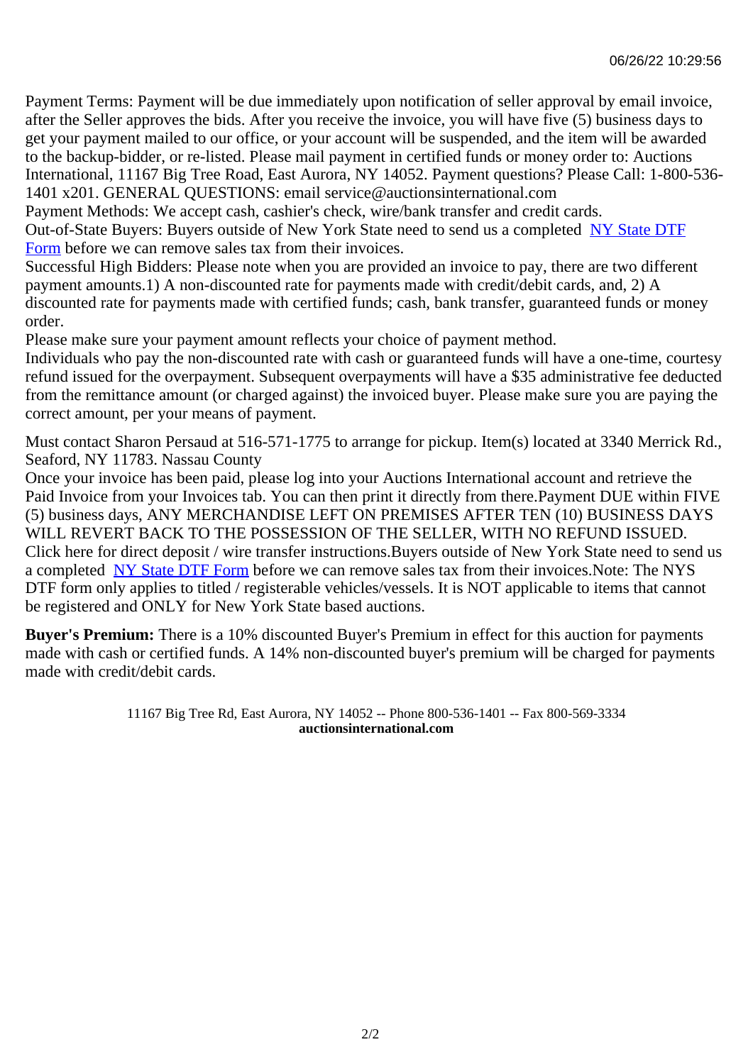Payment Terms: Payment will be due immediately upon notification of seller approval by email invoice, after the Seller approves the bids. After you receive the invoice, you will have five (5) business days to get your payment mailed to our office, or your account will be suspended, and the item will be awarded to the backup-bidder, or re-listed. Please mail payment in certified funds or money order to: Auctions International, 11167 Big Tree Road, East Aurora, NY 14052. Payment questions? Please Call: 1-800-536-1401 x201. GENERAL QUESTIONS: email service@auctionsinternational.com

Payment Methods: We accept cash, cashier's check, wire/bank transfer and credit cards.

Out-of-State Buyers: Buyers outside of New York State need to send us a completed NY State DTF Form before we can remove sales tax from their invoices.

Successful High Bidders: Please note when you are provided an invoice to pay, there are two different payment amounts.1) A non-discounted rate for payments made with credit/debit cards, and, 2) A discounted rate for payments made with certified funds; cash, bank transfer, guaranteed funds or money order.

Please make sure your payment amount reflects your choice of payment method.

Individuals who pay the non-discounted rate with cash or guaranteed funds will have a one-time, courtesy refund issued for the overpayment. Subsequent overpayments will have a $35 administrative fee deducted from the remittance amount (or charged against) the invoiced buyer. Please make sure you are paying the correct amount, per your means of payment.

Must contact Sharon Persaud at 516-571-1775 to arrange for pickup. Item(s) located at 3340 Merrick Rd., Seaford, NY 11783. Nassau County

Once your invoice has been paid, please log into your Auctions International account and retrieve the Paid Invoice from your Invoices tab. You can then print it directly from there.Payment DUE within FIVE (5) business days, ANY MERCHANDISE LEFT ON PREMISES AFTER TEN (10) BUSINESS DAYS WILL REVERT BACK TO THE POSSESSION OF THE SELLER, WITH NO REFUND ISSUED. Click here for direct deposit / wire transfer instructions.Buyers outside of New York State need to send us a completed NY State DTF Form before we can remove sales tax from their invoices.Note: The NYS DTF form only applies to titled / registerable vehicles/vessels. It is NOT applicable to items that cannot be registered and ONLY for New York State based auctions.

**Buyer's Premium:** There is a 10% discounted Buyer's Premium in effect for this auction for payments made with cash or certified funds. A 14% non-discounted buyer's premium will be charged for payments made with credit/debit cards.